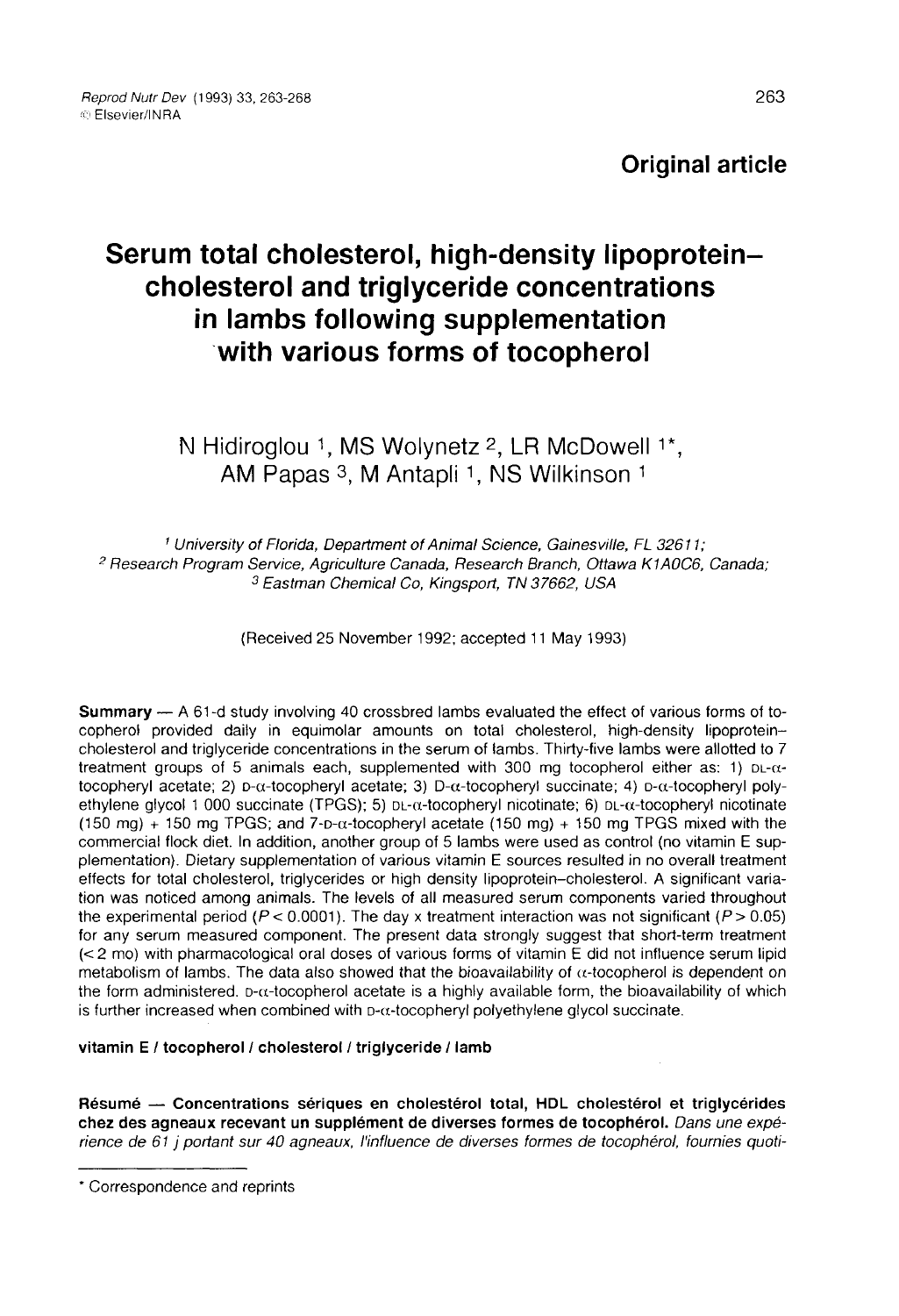**Original article**

# Serum total cholesterol, high-density lipoprotein–cholesterol and triglyceride concentrations in lambs following supplementation with various forms of tocopherol

N Hidiroglou [1], MS Wolynetz [2], LR McDowell [1*], AM Papas [3], M Antapli [1], NS Wilkinson [1]

[1] *University of Florida, Department of Animal Science, Gainesville, FL 32611;*
[2] *Research Program Service, Agriculture Canada, Research Branch, Ottawa K1A0C6, Canada;*
[3] *Eastman Chemical Co, Kingsport, TN 37662, USA*

(Received 25 November 1992; accepted 11 May 1993)

**Summary** — A 61-d study involving 40 crossbred lambs evaluated the effect of various forms of tocopherol provided daily in equimolar amounts on total cholesterol, high-density lipoprotein–cholesterol and triglyceride concentrations in the serum of lambs. Thirty-five lambs were allotted to 7 treatment groups of 5 animals each, supplemented with 300 mg tocopherol either as: 1) DL-α-tocopheryl acetate; 2) D-α-tocopheryl acetate; 3) D-α-tocopheryl succinate; 4) D-α-tocopheryl polyethylene glycol 1 000 succinate (TPGS); 5) DL-α-tocopheryl nicotinate; 6) DL-α-tocopheryl nicotinate (150 mg) + 150 mg TPGS; and 7-D-α-tocopheryl acetate (150 mg) + 150 mg TPGS mixed with the commercial flock diet. In addition, another group of 5 lambs were used as control (no vitamin E supplementation). Dietary supplementation of various vitamin E sources resulted in no overall treatment effects for total cholesterol, triglycerides or high density lipoprotein–cholesterol. A significant variation was noticed among animals. The levels of all measured serum components varied throughout the experimental period ($P < 0.0001$). The day x treatment interaction was not significant ($P > 0.05$) for any serum measured component. The present data strongly suggest that short-term treatment (< 2 mo) with pharmacological oral doses of various forms of vitamin E did not influence serum lipid metabolism of lambs. The data also showed that the bioavailability of α-tocopherol is dependent on the form administered. D-α-tocopherol acetate is a highly available form, the bioavailability of which is further increased when combined with D-α-tocopheryl polyethylene glycol succinate.

**vitamin E / tocopherol / cholesterol / triglyceride / lamb**

**Résumé — Concentrations sériques en cholestérol total, HDL cholestérol et triglycérides chez des agneaux recevant un supplément de diverses formes de tocophérol.** *Dans une expérience de 61 j portant sur 40 agneaux, l'influence de diverses formes de tocophérol, fournies quoti-*

\* Correspondence and reprints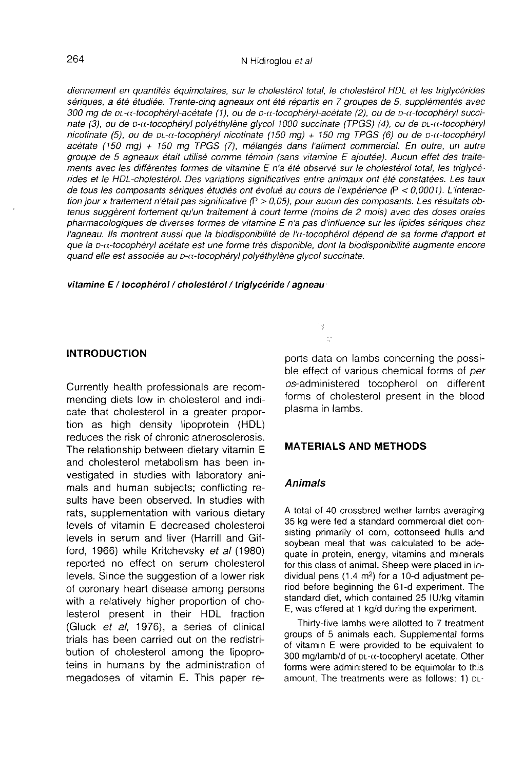*diennement en quantités équimolaires, sur le cholestérol total, le cholestérol HDL et les triglycérides sériques, a été étudiée. Trente-cinq agneaux ont été répartis en 7 groupes de 5, supplémentés avec 300 mg de DL-α-tocophéryl-acétate (1), ou de D-α-tocophéryl-acétate (2), ou de D-α-tocophéryl succinate (3), ou de D-α-tocophéryl polyéthylène glycol 1000 succinate (TPGS) (4), ou de DL-α-tocophéryl nicotinate (5), ou de DL-α-tocophéryl nicotinate (150 mg) + 150 mg TPGS (6) ou de D-α-tocophéryl acétate (150 mg) + 150 mg TPGS (7), mélangés dans l'aliment commercial. En outre, un autre groupe de 5 agneaux était utilisé comme témoin (sans vitamine E ajoutée). Aucun effet des traitements avec les différentes formes de vitamine E n'a été observé sur le cholestérol total, les triglycérides et le HDL-cholestérol. Des variations significatives entre animaux ont été constatées. Les taux de tous les composants sériques étudiés ont évolué au cours de l'expérience ($P < 0{,}0001$). L'interaction jour x traitement n'était pas significative ($P > 0{,}05$), pour aucun des composants. Les résultats obtenus suggèrent fortement qu'un traitement à court terme (moins de 2 mois) avec des doses orales pharmacologiques de diverses formes de vitamine E n'a pas d'influence sur les lipides sériques chez l'agneau. Ils montrent aussi que la biodisponibilité de l'α-tocophérol dépend de sa forme d'apport et que la D-α-tocophéryl acétate est une forme très disponible, dont la biodisponibilité augmente encore quand elle est associée au D-α-tocophéryl polyéthylène glycol succinate.*

***vitamine E / tocophérol / cholestérol / triglycéride / agneau***

## INTRODUCTION

Currently health professionals are recommending diets low in cholesterol and indicate that cholesterol in a greater proportion as high density lipoprotein (HDL) reduces the risk of chronic atherosclerosis. The relationship between dietary vitamin E and cholesterol metabolism has been investigated in studies with laboratory animals and human subjects; conflicting results have been observed. In studies with rats, supplementation with various dietary levels of vitamin E decreased cholesterol levels in serum and liver (Harrill and Gifford, 1966) while Kritchevsky *et al* (1980) reported no effect on serum cholesterol levels. Since the suggestion of a lower risk of coronary heart disease among persons with a relatively higher proportion of cholesterol present in their HDL fraction (Gluck *et al*, 1976), a series of clinical trials has been carried out on the redistribution of cholesterol among the lipoproteins in humans by the administration of megadoses of vitamin E. This paper reports data on lambs concerning the possible effect of various chemical forms of *per os*-administered tocopherol on different forms of cholesterol present in the blood plasma in lambs.

## MATERIALS AND METHODS

### *Animals*

A total of 40 crossbred wether lambs averaging 35 kg were fed a standard commercial diet consisting primarily of corn, cottonseed hulls and soybean meal that was calculated to be adequate in protein, energy, vitamins and minerals for this class of animal. Sheep were placed in individual pens (1.4 $m^2$) for a 10-d adjustment period before beginning the 61-d experiment. The standard diet, which contained 25 IU/kg vitamin E, was offered at 1 kg/d during the experiment.

Thirty-five lambs were allotted to 7 treatment groups of 5 animals each. Supplemental forms of vitamin E were provided to be equivalent to 300 mg/lamb/d of DL-α-tocopheryl acetate. Other forms were administered to be equimolar to this amount. The treatments were as follows: 1) DL-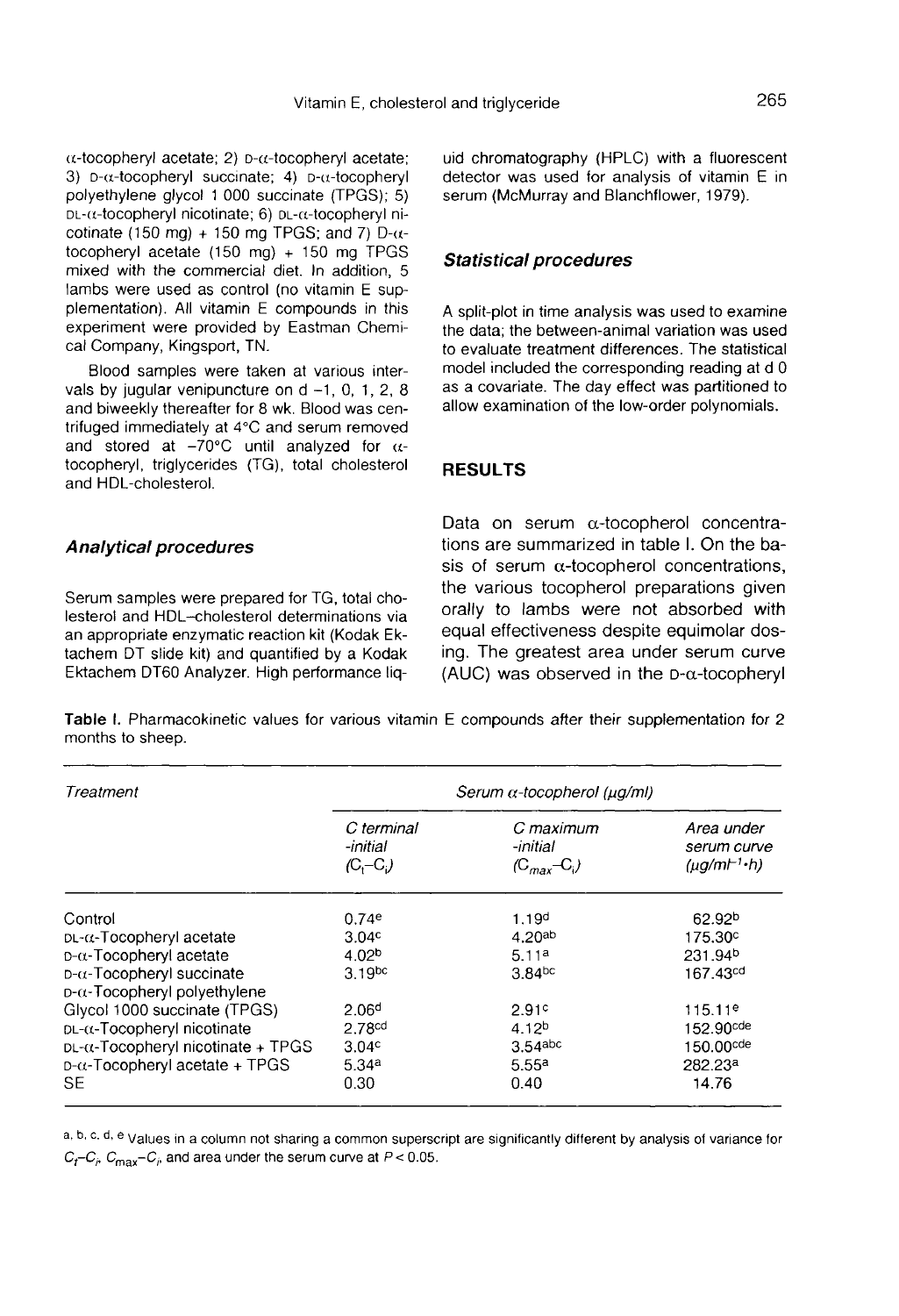α-tocopheryl acetate; 2) D-α-tocopheryl acetate; 3) D-α-tocopheryl succinate; 4) D-α-tocopheryl polyethylene glycol 1 000 succinate (TPGS); 5) DL-α-tocopheryl nicotinate; 6) DL-α-tocopheryl nicotinate (150 mg) + 150 mg TPGS; and 7) D-α-tocopheryl acetate (150 mg) + 150 mg TPGS mixed with the commercial diet. In addition, 5 lambs were used as control (no vitamin E supplementation). All vitamin E compounds in this experiment were provided by Eastman Chemical Company, Kingsport, TN.

Blood samples were taken at various intervals by jugular venipuncture on d −1, 0, 1, 2, 8 and biweekly thereafter for 8 wk. Blood was centrifuged immediately at 4°C and serum removed and stored at −70°C until analyzed for α-tocopheryl, triglycerides (TG), total cholesterol and HDL-cholesterol.

### Analytical procedures

Serum samples were prepared for TG, total cholesterol and HDL–cholesterol determinations via an appropriate enzymatic reaction kit (Kodak Ektachem DT slide kit) and quantified by a Kodak Ektachem DT60 Analyzer. High performance liquid chromatography (HPLC) with a fluorescent detector was used for analysis of vitamin E in serum (McMurray and Blanchflower, 1979).

### Statistical procedures

A split-plot in time analysis was used to examine the data; the between-animal variation was used to evaluate treatment differences. The statistical model included the corresponding reading at d 0 as a covariate. The day effect was partitioned to allow examination of the low-order polynomials.

## RESULTS

Data on serum α-tocopherol concentrations are summarized in table I. On the basis of serum α-tocopherol concentrations, the various tocopherol preparations given orally to lambs were not absorbed with equal effectiveness despite equimolar dosing. The greatest area under serum curve (AUC) was observed in the D-α-tocopheryl

**Table I.** Pharmacokinetic values for various vitamin E compounds after their supplementation for 2 months to sheep.

| Treatment | Serum α-tocopherol (μg/ml) | | |
|---|---|---|---|
| | C terminal -initial ($C_t$–$C_i$) | C maximum -initial ($C_{max}$–$C_i$) | Area under serum curve ($\mu g/ml^{-1} \cdot h$) |
| Control | 0.74[e] | 1.19[d] | 62.92[b] |
| DL-α-Tocopheryl acetate | 3.04[c] | 4.20[ab] | 175.30[c] |
| D-α-Tocopheryl acetate | 4.02[b] | 5.11[a] | 231.94[b] |
| D-α-Tocopheryl succinate | 3.19[bc] | 3.84[bc] | 167.43[cd] |
| D-α-Tocopheryl polyethylene Glycol 1000 succinate (TPGS) | 2.06[d] | 2.91[c] | 115.11[e] |
| DL-α-Tocopheryl nicotinate | 2.78[cd] | 4.12[b] | 152.90[cde] |
| DL-α-Tocopheryl nicotinate + TPGS | 3.04[c] | 3.54[abc] | 150.00[cde] |
| D-α-Tocopheryl acetate + TPGS | 5.34[a] | 5.55[a] | 282.23[a] |
| SE | 0.30 | 0.40 | 14.76 |

[a, b, c, d, e] Values in a column not sharing a common superscript are significantly different by analysis of variance for $C_t$–$C_i$, $C_{max}$–$C_i$, and area under the serum curve at $P < 0.05$.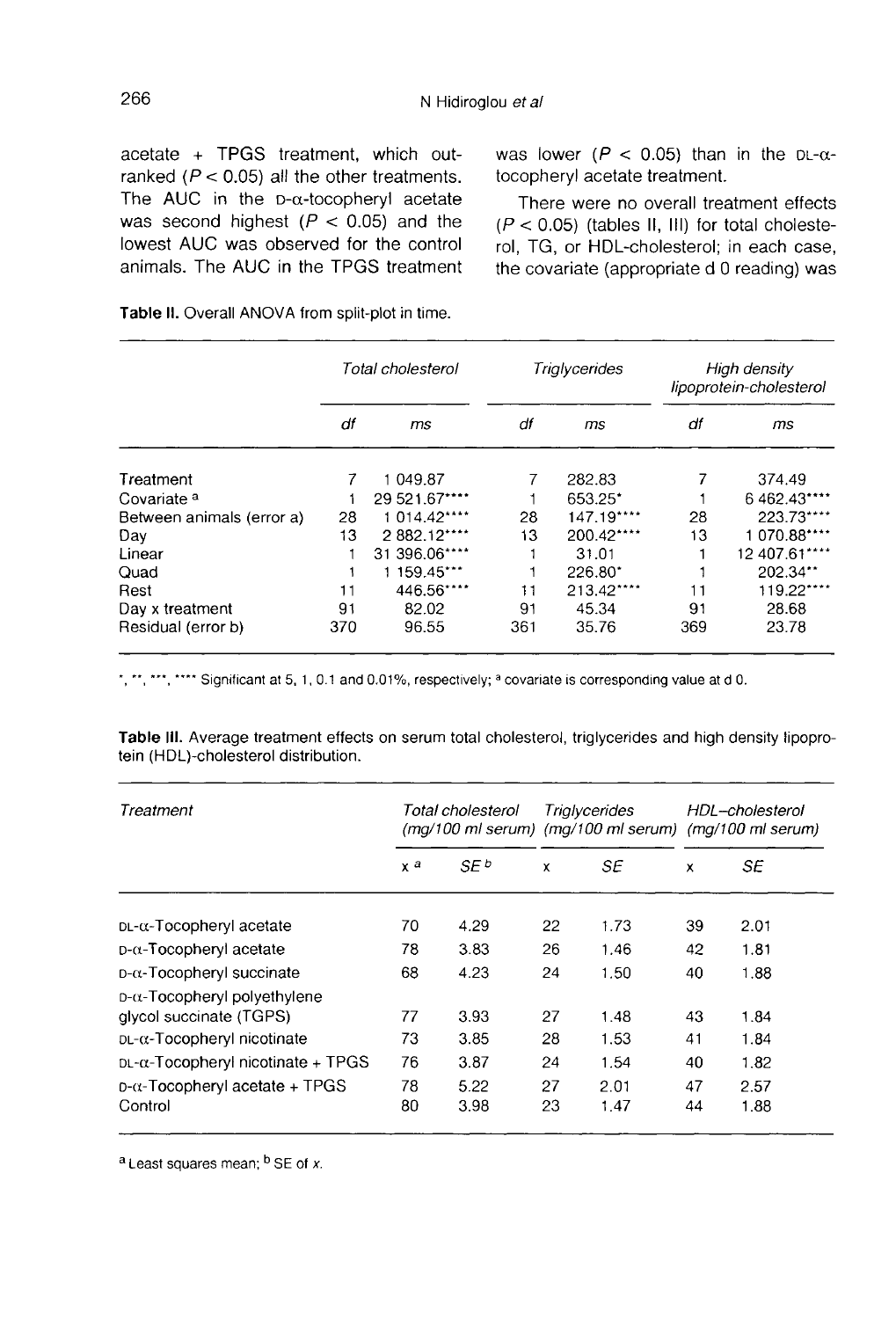acetate + TPGS treatment, which outranked ($P < 0.05$) all the other treatments. The AUC in the D-α-tocopheryl acetate was second highest ($P < 0.05$) and the lowest AUC was observed for the control animals. The AUC in the TPGS treatment was lower ($P < 0.05$) than in the DL-α-tocopheryl acetate treatment.

There were no overall treatment effects ($P < 0.05$) (tables II, III) for total cholesterol, TG, or HDL-cholesterol; in each case, the covariate (appropriate d 0 reading) was

**Table II.** Overall ANOVA from split-plot in time.

| | *Total cholesterol* | | *Triglycerides* | | *High density lipoprotein-cholesterol* | |
|---|---|---|---|---|---|---|
| | *df* | *ms* | *df* | *ms* | *df* | *ms* |
| Treatment | 7 | 1 049.87 | 7 | 282.83 | 7 | 374.49 |
| Covariate [a] | 1 | 29 521.67**** | 1 | 653.25* | 1 | 6 462.43**** |
| Between animals (error a) | 28 | 1 014.42**** | 28 | 147.19**** | 28 | 223.73**** |
| Day | 13 | 2 882.12**** | 13 | 200.42**** | 13 | 1 070.88**** |
| Linear | 1 | 31 396.06**** | 1 | 31.01 | 1 | 12 407.61**** |
| Quad | 1 | 1 159.45*** | 1 | 226.80* | 1 | 202.34** |
| Rest | 11 | 446.56**** | 11 | 213.42**** | 11 | 119.22**** |
| Day x treatment | 91 | 82.02 | 91 | 45.34 | 91 | 28.68 |
| Residual (error b) | 370 | 96.55 | 361 | 35.76 | 369 | 23.78 |

*, **, ***, **** Significant at 5, 1, 0.1 and 0.01%, respectively; [a] covariate is corresponding value at d 0.

**Table III.** Average treatment effects on serum total cholesterol, triglycerides and high density lipoprotein (HDL)-cholesterol distribution.

| *Treatment* | *Total cholesterol (mg/100 ml serum)* | | *Triglycerides (mg/100 ml serum)* | | *HDL–cholesterol (mg/100 ml serum)* | |
|---|---|---|---|---|---|---|
| | x [a] | *SE* [b] | x | *SE* | x | *SE* |
| DL-α-Tocopheryl acetate | 70 | 4.29 | 22 | 1.73 | 39 | 2.01 |
| D-α-Tocopheryl acetate | 78 | 3.83 | 26 | 1.46 | 42 | 1.81 |
| D-α-Tocopheryl succinate | 68 | 4.23 | 24 | 1.50 | 40 | 1.88 |
| D-α-Tocopheryl polyethylene glycol succinate (TGPS) | 77 | 3.93 | 27 | 1.48 | 43 | 1.84 |
| DL-α-Tocopheryl nicotinate | 73 | 3.85 | 28 | 1.53 | 41 | 1.84 |
| DL-α-Tocopheryl nicotinate + TPGS | 76 | 3.87 | 24 | 1.54 | 40 | 1.82 |
| D-α-Tocopheryl acetate + TPGS | 78 | 5.22 | 27 | 2.01 | 47 | 2.57 |
| Control | 80 | 3.98 | 23 | 1.47 | 44 | 1.88 |

[a] Least squares mean; [b] SE of *x*.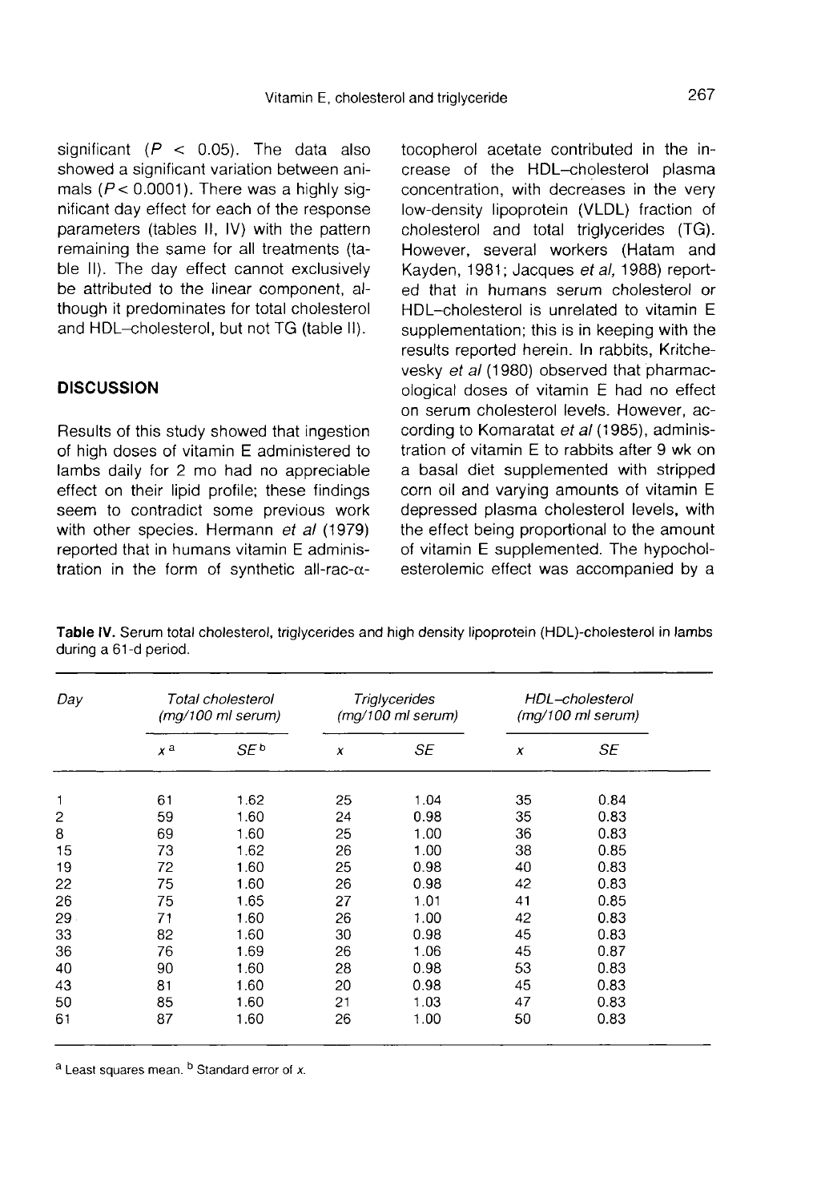significant ($P < 0.05$). The data also showed a significant variation between animals ($P < 0.0001$). There was a highly significant day effect for each of the response parameters (tables II, IV) with the pattern remaining the same for all treatments (table II). The day effect cannot exclusively be attributed to the linear component, although it predominates for total cholesterol and HDL–cholesterol, but not TG (table II).

## DISCUSSION

Results of this study showed that ingestion of high doses of vitamin E administered to lambs daily for 2 mo had no appreciable effect on their lipid profile; these findings seem to contradict some previous work with other species. Hermann *et al* (1979) reported that in humans vitamin E administration in the form of synthetic all-rac-α-tocopherol acetate contributed in the increase of the HDL–cholesterol plasma concentration, with decreases in the very low-density lipoprotein (VLDL) fraction of cholesterol and total triglycerides (TG). However, several workers (Hatam and Kayden, 1981; Jacques *et al*, 1988) reported that in humans serum cholesterol or HDL–cholesterol is unrelated to vitamin E supplementation; this is in keeping with the results reported herein. In rabbits, Kritchevesky *et al* (1980) observed that pharmacological doses of vitamin E had no effect on serum cholesterol levels. However, according to Komaratat *et al* (1985), administration of vitamin E to rabbits after 9 wk on a basal diet supplemented with stripped corn oil and varying amounts of vitamin E depressed plasma cholesterol levels, with the effect being proportional to the amount of vitamin E supplemented. The hypocholesterolemic effect was accompanied by a

**Table IV.** Serum total cholesterol, triglycerides and high density lipoprotein (HDL)-cholesterol in lambs during a 61-d period.

| Day | Total cholesterol (mg/100 ml serum) | | Triglycerides (mg/100 ml serum) | | HDL–cholesterol (mg/100 ml serum) | |
|---|---|---|---|---|---|---|
| | *x* [a] | *SE* [b] | *x* | *SE* | *x* | *SE* |
| 1 | 61 | 1.62 | 25 | 1.04 | 35 | 0.84 |
| 2 | 59 | 1.60 | 24 | 0.98 | 35 | 0.83 |
| 8 | 69 | 1.60 | 25 | 1.00 | 36 | 0.83 |
| 15 | 73 | 1.62 | 26 | 1.00 | 38 | 0.85 |
| 19 | 72 | 1.60 | 25 | 0.98 | 40 | 0.83 |
| 22 | 75 | 1.60 | 26 | 0.98 | 42 | 0.83 |
| 26 | 75 | 1.65 | 27 | 1.01 | 41 | 0.85 |
| 29 | 71 | 1.60 | 26 | 1.00 | 42 | 0.83 |
| 33 | 82 | 1.60 | 30 | 0.98 | 45 | 0.83 |
| 36 | 76 | 1.69 | 26 | 1.06 | 45 | 0.87 |
| 40 | 90 | 1.60 | 28 | 0.98 | 53 | 0.83 |
| 43 | 81 | 1.60 | 20 | 0.98 | 45 | 0.83 |
| 50 | 85 | 1.60 | 21 | 1.03 | 47 | 0.83 |
| 61 | 87 | 1.60 | 26 | 1.00 | 50 | 0.83 |

[a] Least squares mean. [b] Standard error of *x*.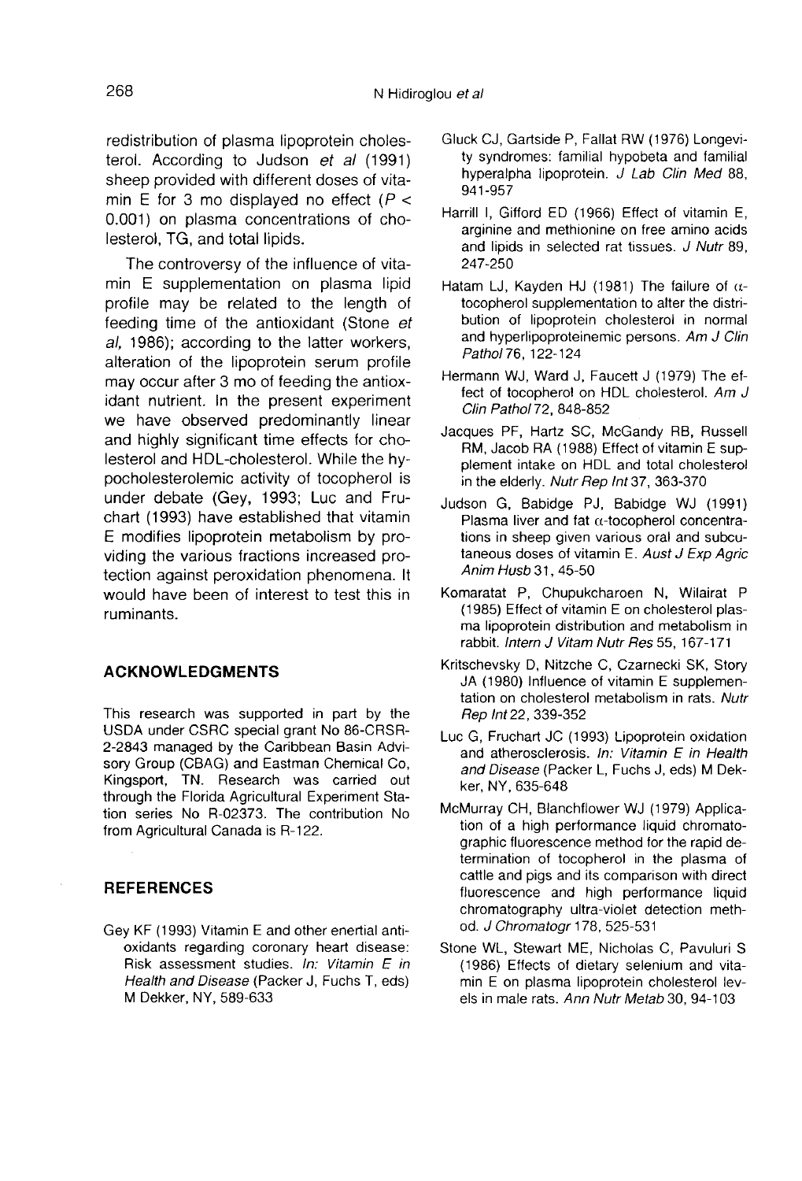redistribution of plasma lipoprotein cholesterol. According to Judson *et al* (1991) sheep provided with different doses of vitamin E for 3 mo displayed no effect ($P < 0.001$) on plasma concentrations of cholesterol, TG, and total lipids.

The controversy of the influence of vitamin E supplementation on plasma lipid profile may be related to the length of feeding time of the antioxidant (Stone *et al*, 1986); according to the latter workers, alteration of the lipoprotein serum profile may occur after 3 mo of feeding the antioxidant nutrient. In the present experiment we have observed predominantly linear and highly significant time effects for cholesterol and HDL-cholesterol. While the hypocholesterolemic activity of tocopherol is under debate (Gey, 1993; Luc and Fruchart (1993) have established that vitamin E modifies lipoprotein metabolism by providing the various fractions increased protection against peroxidation phenomena. It would have been of interest to test this in ruminants.

## ACKNOWLEDGMENTS

This research was supported in part by the USDA under CSRC special grant No 86-CRSR-2-2843 managed by the Caribbean Basin Advisory Group (CBAG) and Eastman Chemical Co, Kingsport, TN. Research was carried out through the Florida Agricultural Experiment Station series No R-02373. The contribution No from Agricultural Canada is R-122.

## REFERENCES

Gey KF (1993) Vitamin E and other enertial antioxidants regarding coronary heart disease: Risk assessment studies. *In: Vitamin E in Health and Disease* (Packer J, Fuchs T, eds) M Dekker, NY, 589-633

Gluck CJ, Gartside P, Fallat RW (1976) Longevity syndromes: familial hypobeta and familial hyperalpha lipoprotein. *J Lab Clin Med* 88, 941-957

Harrill I, Gifford ED (1966) Effect of vitamin E, arginine and methionine on free amino acids and lipids in selected rat tissues. *J Nutr* 89, 247-250

Hatam LJ, Kayden HJ (1981) The failure of α-tocopherol supplementation to alter the distribution of lipoprotein cholesterol in normal and hyperlipoproteinemic persons. *Am J Clin Pathol* 76, 122-124

Hermann WJ, Ward J, Faucett J (1979) The effect of tocopherol on HDL cholesterol. *Am J Clin Pathol* 72, 848-852

Jacques PF, Hartz SC, McGandy RB, Russell RM, Jacob RA (1988) Effect of vitamin E supplement intake on HDL and total cholesterol in the elderly. *Nutr Rep Int* 37, 363-370

Judson G, Babidge PJ, Babidge WJ (1991) Plasma liver and fat α-tocopherol concentrations in sheep given various oral and subcutaneous doses of vitamin E. *Aust J Exp Agric Anim Husb* 31, 45-50

Komaratat P, Chupukcharoen N, Wilairat P (1985) Effect of vitamin E on cholesterol plasma lipoprotein distribution and metabolism in rabbit. *Intern J Vitam Nutr Res* 55, 167-171

Kritschevsky D, Nitzche C, Czarnecki SK, Story JA (1980) Influence of vitamin E supplementation on cholesterol metabolism in rats. *Nutr Rep Int* 22, 339-352

Luc G, Fruchart JC (1993) Lipoprotein oxidation and atherosclerosis. *In: Vitamin E in Health and Disease* (Packer L, Fuchs J, eds) M Dekker, NY, 635-648

McMurray CH, Blanchflower WJ (1979) Application of a high performance liquid chromatographic fluorescence method for the rapid determination of tocopherol in the plasma of cattle and pigs and its comparison with direct fluorescence and high performance liquid chromatography ultra-violet detection method. *J Chromatogr* 178, 525-531

Stone WL, Stewart ME, Nicholas C, Pavuluri S (1986) Effects of dietary selenium and vitamin E on plasma lipoprotein cholesterol levels in male rats. *Ann Nutr Metab* 30, 94-103